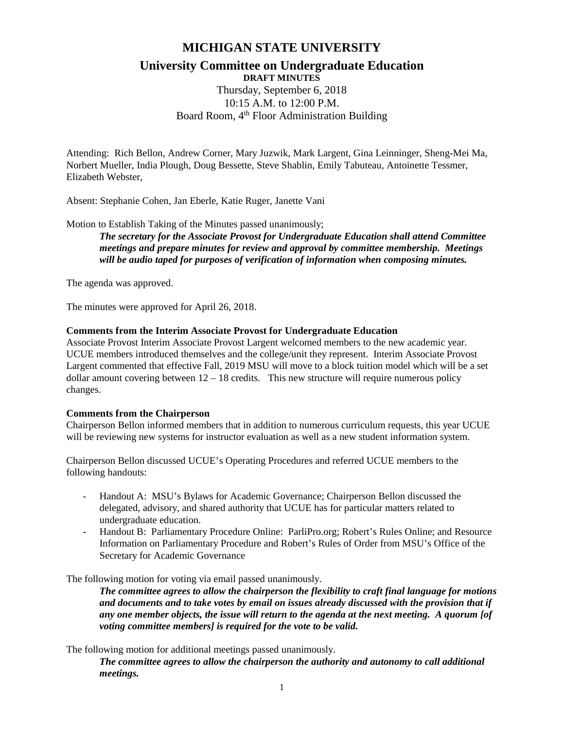# MICHIGAN STATE UNIVERSITY

## University Committee on Undergraduate Education

**DRAFT MINUTES**

Thursday, September 6, 2018
10:15 A.M. to 12:00 P.M.
Board Room, 4th Floor Administration Building

Attending: Rich Bellon, Andrew Corner, Mary Juzwik, Mark Largent, Gina Leinninger, Sheng-Mei Ma, Norbert Mueller, India Plough, Doug Bessette, Steve Shablin, Emily Tabuteau, Antoinette Tessmer, Elizabeth Webster,

Absent: Stephanie Cohen, Jan Eberle, Katie Ruger, Janette Vani

Motion to Establish Taking of the Minutes passed unanimously;

> ***The secretary for the Associate Provost for Undergraduate Education shall attend Committee meetings and prepare minutes for review and approval by committee membership. Meetings will be audio taped for purposes of verification of information when composing minutes.***

The agenda was approved.

The minutes were approved for April 26, 2018.

**Comments from the Interim Associate Provost for Undergraduate Education**

Associate Provost Interim Associate Provost Largent welcomed members to the new academic year. UCUE members introduced themselves and the college/unit they represent. Interim Associate Provost Largent commented that effective Fall, 2019 MSU will move to a block tuition model which will be a set dollar amount covering between 12 – 18 credits. This new structure will require numerous policy changes.

**Comments from the Chairperson**

Chairperson Bellon informed members that in addition to numerous curriculum requests, this year UCUE will be reviewing new systems for instructor evaluation as well as a new student information system.

Chairperson Bellon discussed UCUE's Operating Procedures and referred UCUE members to the following handouts:

- Handout A: MSU's Bylaws for Academic Governance; Chairperson Bellon discussed the delegated, advisory, and shared authority that UCUE has for particular matters related to undergraduate education.
- Handout B: Parliamentary Procedure Online: ParliPro.org; Robert's Rules Online; and Resource Information on Parliamentary Procedure and Robert's Rules of Order from MSU's Office of the Secretary for Academic Governance

The following motion for voting via email passed unanimously.

> ***The committee agrees to allow the chairperson the flexibility to craft final language for motions and documents and to take votes by email on issues already discussed with the provision that if any one member objects, the issue will return to the agenda at the next meeting. A quorum [of voting committee members] is required for the vote to be valid.***

The following motion for additional meetings passed unanimously.

> ***The committee agrees to allow the chairperson the authority and autonomy to call additional meetings.***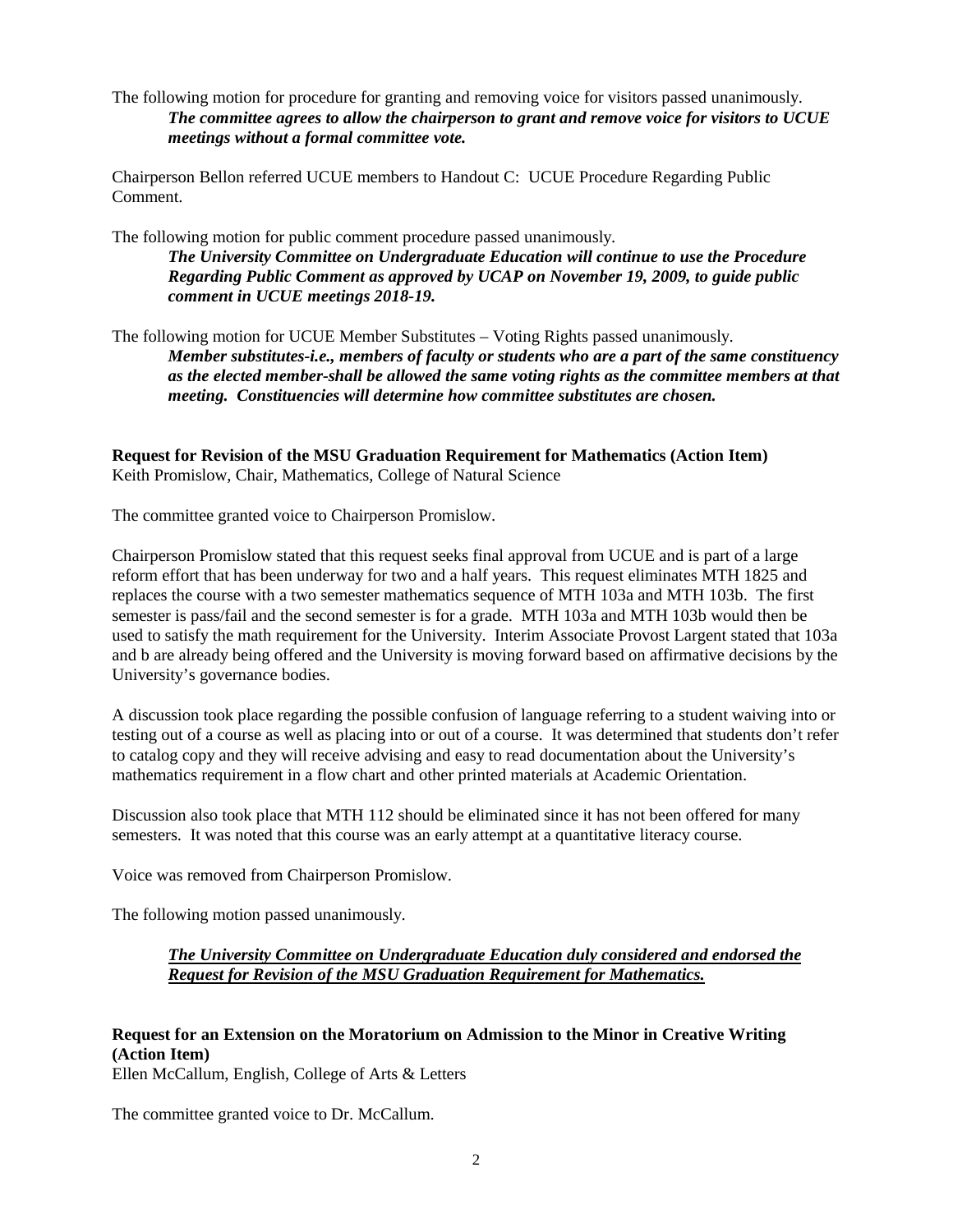The following motion for procedure for granting and removing voice for visitors passed unanimously.

> ***The committee agrees to allow the chairperson to grant and remove voice for visitors to UCUE meetings without a formal committee vote.***

Chairperson Bellon referred UCUE members to Handout C: UCUE Procedure Regarding Public Comment.

The following motion for public comment procedure passed unanimously.

> ***The University Committee on Undergraduate Education will continue to use the Procedure Regarding Public Comment as approved by UCAP on November 19, 2009, to guide public comment in UCUE meetings 2018-19.***

The following motion for UCUE Member Substitutes – Voting Rights passed unanimously.

> ***Member substitutes-i.e., members of faculty or students who are a part of the same constituency as the elected member-shall be allowed the same voting rights as the committee members at that meeting. Constituencies will determine how committee substitutes are chosen.***

**Request for Revision of the MSU Graduation Requirement for Mathematics (Action Item)**
Keith Promislow, Chair, Mathematics, College of Natural Science

The committee granted voice to Chairperson Promislow.

Chairperson Promislow stated that this request seeks final approval from UCUE and is part of a large reform effort that has been underway for two and a half years. This request eliminates MTH 1825 and replaces the course with a two semester mathematics sequence of MTH 103a and MTH 103b. The first semester is pass/fail and the second semester is for a grade. MTH 103a and MTH 103b would then be used to satisfy the math requirement for the University. Interim Associate Provost Largent stated that 103a and b are already being offered and the University is moving forward based on affirmative decisions by the University's governance bodies.

A discussion took place regarding the possible confusion of language referring to a student waiving into or testing out of a course as well as placing into or out of a course. It was determined that students don't refer to catalog copy and they will receive advising and easy to read documentation about the University's mathematics requirement in a flow chart and other printed materials at Academic Orientation.

Discussion also took place that MTH 112 should be eliminated since it has not been offered for many semesters. It was noted that this course was an early attempt at a quantitative literacy course.

Voice was removed from Chairperson Promislow.

The following motion passed unanimously.

> ***<u>The University Committee on Undergraduate Education duly considered and endorsed the Request for Revision of the MSU Graduation Requirement for Mathematics.</u>***

**Request for an Extension on the Moratorium on Admission to the Minor in Creative Writing (Action Item)**
Ellen McCallum, English, College of Arts & Letters

The committee granted voice to Dr. McCallum.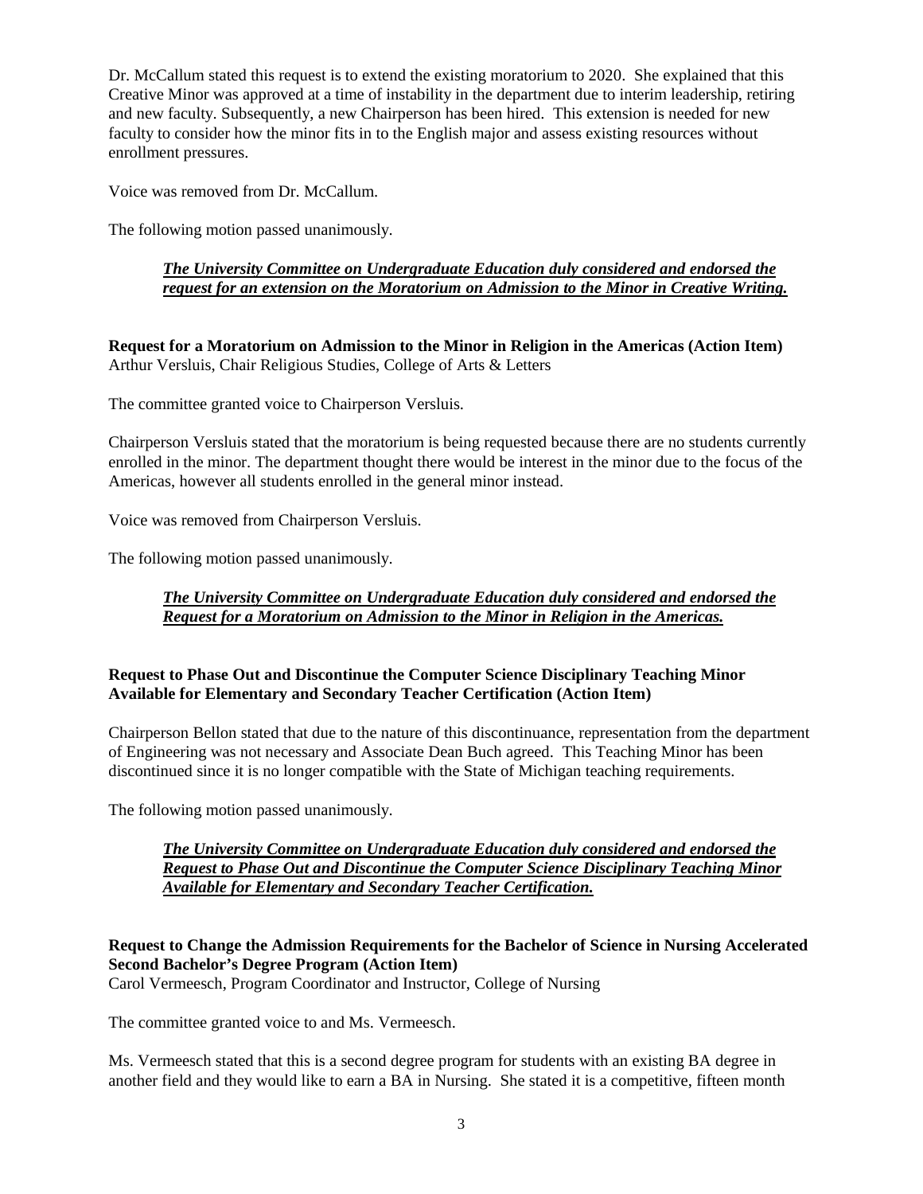Dr. McCallum stated this request is to extend the existing moratorium to 2020. She explained that this Creative Minor was approved at a time of instability in the department due to interim leadership, retiring and new faculty. Subsequently, a new Chairperson has been hired. This extension is needed for new faculty to consider how the minor fits in to the English major and assess existing resources without enrollment pressures.

Voice was removed from Dr. McCallum.

The following motion passed unanimously.

> ***The University Committee on Undergraduate Education duly considered and endorsed the request for an extension on the Moratorium on Admission to the Minor in Creative Writing.***

**Request for a Moratorium on Admission to the Minor in Religion in the Americas (Action Item)**
Arthur Versluis, Chair Religious Studies, College of Arts & Letters

The committee granted voice to Chairperson Versluis.

Chairperson Versluis stated that the moratorium is being requested because there are no students currently enrolled in the minor. The department thought there would be interest in the minor due to the focus of the Americas, however all students enrolled in the general minor instead.

Voice was removed from Chairperson Versluis.

The following motion passed unanimously.

> ***The University Committee on Undergraduate Education duly considered and endorsed the Request for a Moratorium on Admission to the Minor in Religion in the Americas.***

**Request to Phase Out and Discontinue the Computer Science Disciplinary Teaching Minor Available for Elementary and Secondary Teacher Certification (Action Item)**

Chairperson Bellon stated that due to the nature of this discontinuance, representation from the department of Engineering was not necessary and Associate Dean Buch agreed. This Teaching Minor has been discontinued since it is no longer compatible with the State of Michigan teaching requirements.

The following motion passed unanimously.

> ***The University Committee on Undergraduate Education duly considered and endorsed the Request to Phase Out and Discontinue the Computer Science Disciplinary Teaching Minor Available for Elementary and Secondary Teacher Certification.***

**Request to Change the Admission Requirements for the Bachelor of Science in Nursing Accelerated Second Bachelor's Degree Program (Action Item)**
Carol Vermeesch, Program Coordinator and Instructor, College of Nursing

The committee granted voice to and Ms. Vermeesch.

Ms. Vermeesch stated that this is a second degree program for students with an existing BA degree in another field and they would like to earn a BA in Nursing. She stated it is a competitive, fifteen month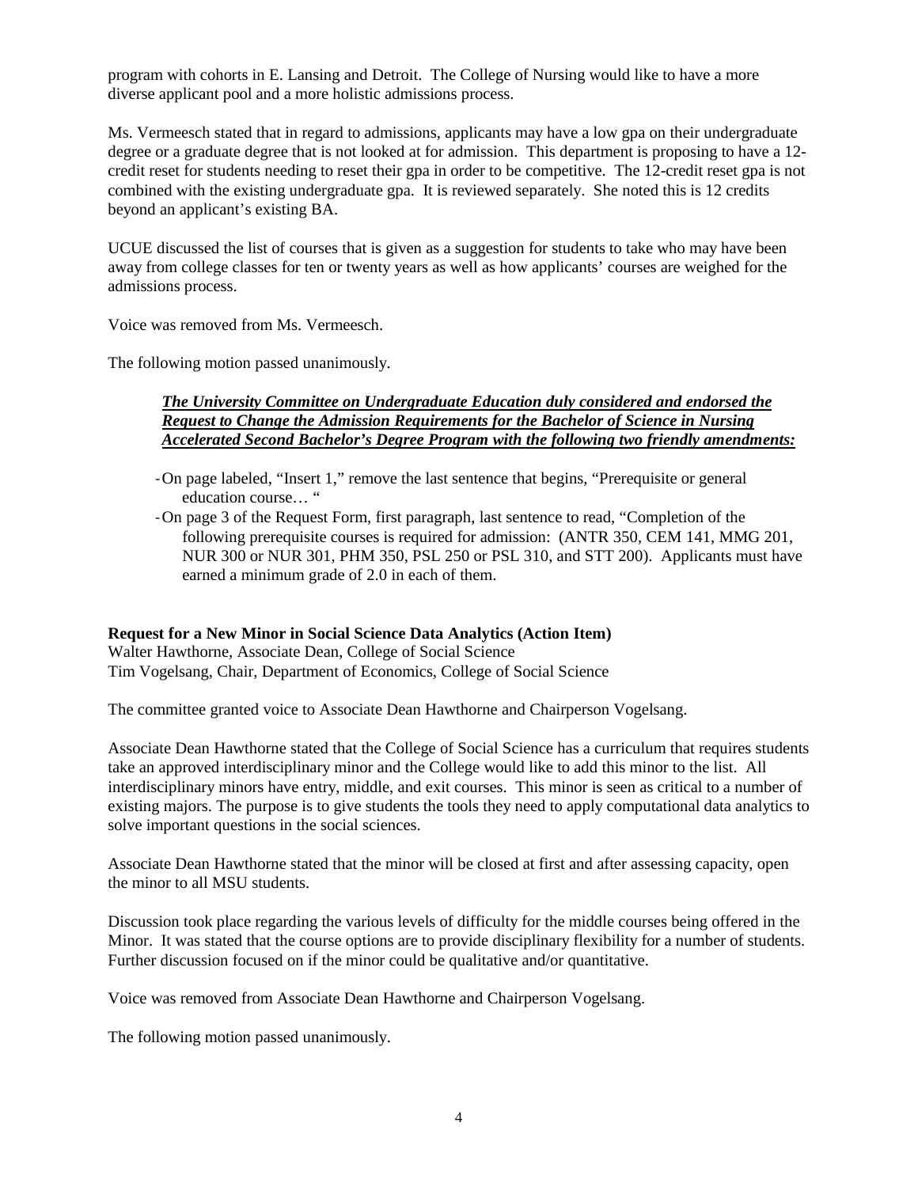program with cohorts in E. Lansing and Detroit. The College of Nursing would like to have a more diverse applicant pool and a more holistic admissions process.

Ms. Vermeesch stated that in regard to admissions, applicants may have a low gpa on their undergraduate degree or a graduate degree that is not looked at for admission. This department is proposing to have a 12-credit reset for students needing to reset their gpa in order to be competitive. The 12-credit reset gpa is not combined with the existing undergraduate gpa. It is reviewed separately. She noted this is 12 credits beyond an applicant's existing BA.

UCUE discussed the list of courses that is given as a suggestion for students to take who may have been away from college classes for ten or twenty years as well as how applicants' courses are weighed for the admissions process.

Voice was removed from Ms. Vermeesch.

The following motion passed unanimously.

> ***The University Committee on Undergraduate Education duly considered and endorsed the Request to Change the Admission Requirements for the Bachelor of Science in Nursing Accelerated Second Bachelor's Degree Program with the following two friendly amendments:***

- On page labeled, "Insert 1," remove the last sentence that begins, "Prerequisite or general education course… "
- On page 3 of the Request Form, first paragraph, last sentence to read, "Completion of the following prerequisite courses is required for admission: (ANTR 350, CEM 141, MMG 201, NUR 300 or NUR 301, PHM 350, PSL 250 or PSL 310, and STT 200). Applicants must have earned a minimum grade of 2.0 in each of them.

**Request for a New Minor in Social Science Data Analytics (Action Item)**
Walter Hawthorne, Associate Dean, College of Social Science
Tim Vogelsang, Chair, Department of Economics, College of Social Science

The committee granted voice to Associate Dean Hawthorne and Chairperson Vogelsang.

Associate Dean Hawthorne stated that the College of Social Science has a curriculum that requires students take an approved interdisciplinary minor and the College would like to add this minor to the list. All interdisciplinary minors have entry, middle, and exit courses. This minor is seen as critical to a number of existing majors. The purpose is to give students the tools they need to apply computational data analytics to solve important questions in the social sciences.

Associate Dean Hawthorne stated that the minor will be closed at first and after assessing capacity, open the minor to all MSU students.

Discussion took place regarding the various levels of difficulty for the middle courses being offered in the Minor. It was stated that the course options are to provide disciplinary flexibility for a number of students. Further discussion focused on if the minor could be qualitative and/or quantitative.

Voice was removed from Associate Dean Hawthorne and Chairperson Vogelsang.

The following motion passed unanimously.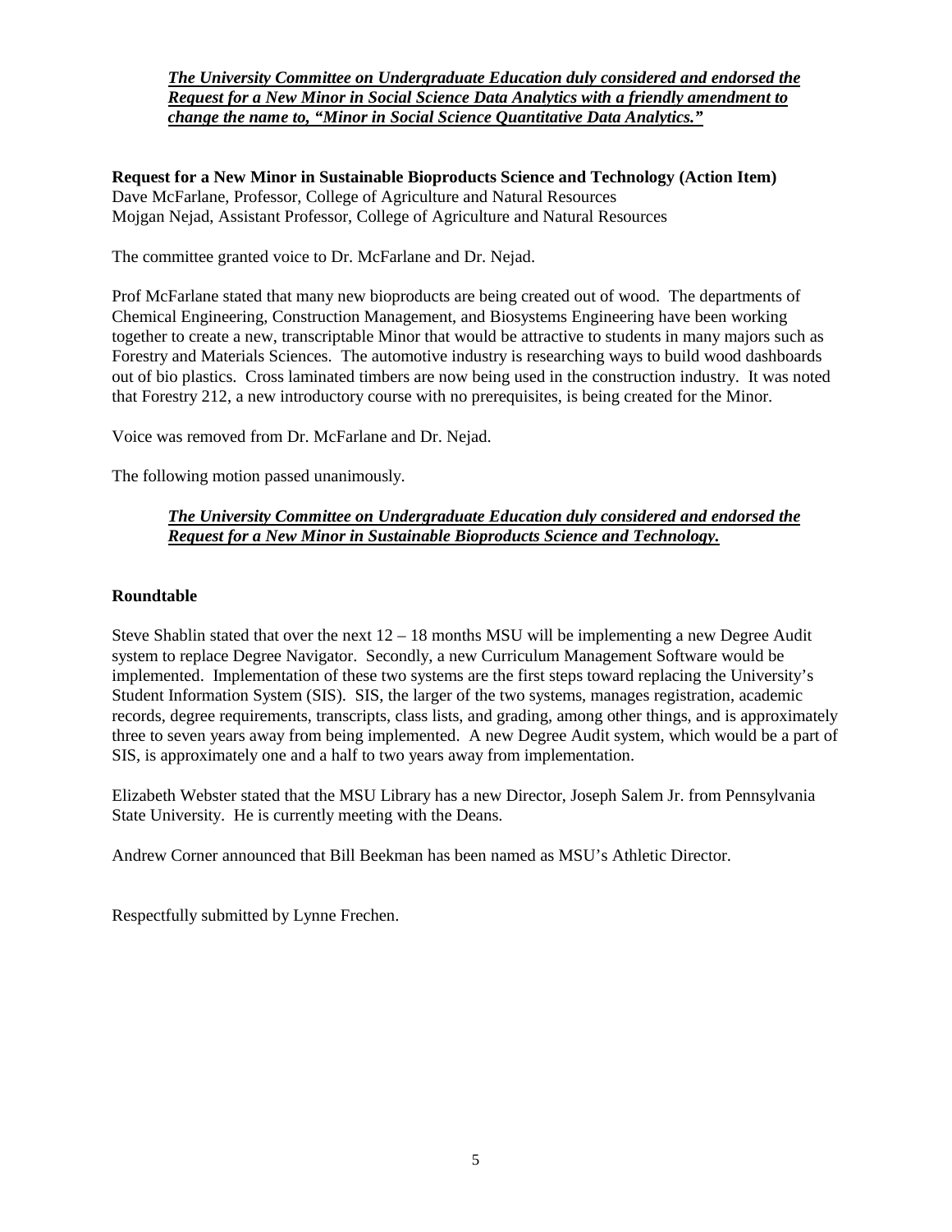***The University Committee on Undergraduate Education duly considered and endorsed the Request for a New Minor in Social Science Data Analytics with a friendly amendment to change the name to, "Minor in Social Science Quantitative Data Analytics."***

**Request for a New Minor in Sustainable Bioproducts Science and Technology (Action Item)**
Dave McFarlane, Professor, College of Agriculture and Natural Resources
Mojgan Nejad, Assistant Professor, College of Agriculture and Natural Resources

The committee granted voice to Dr. McFarlane and Dr. Nejad.

Prof McFarlane stated that many new bioproducts are being created out of wood. The departments of Chemical Engineering, Construction Management, and Biosystems Engineering have been working together to create a new, transcriptable Minor that would be attractive to students in many majors such as Forestry and Materials Sciences. The automotive industry is researching ways to build wood dashboards out of bio plastics. Cross laminated timbers are now being used in the construction industry. It was noted that Forestry 212, a new introductory course with no prerequisites, is being created for the Minor.

Voice was removed from Dr. McFarlane and Dr. Nejad.

The following motion passed unanimously.

***The University Committee on Undergraduate Education duly considered and endorsed the Request for a New Minor in Sustainable Bioproducts Science and Technology.***

**Roundtable**

Steve Shablin stated that over the next 12 – 18 months MSU will be implementing a new Degree Audit system to replace Degree Navigator. Secondly, a new Curriculum Management Software would be implemented. Implementation of these two systems are the first steps toward replacing the University's Student Information System (SIS). SIS, the larger of the two systems, manages registration, academic records, degree requirements, transcripts, class lists, and grading, among other things, and is approximately three to seven years away from being implemented. A new Degree Audit system, which would be a part of SIS, is approximately one and a half to two years away from implementation.

Elizabeth Webster stated that the MSU Library has a new Director, Joseph Salem Jr. from Pennsylvania State University. He is currently meeting with the Deans.

Andrew Corner announced that Bill Beekman has been named as MSU's Athletic Director.

Respectfully submitted by Lynne Frechen.